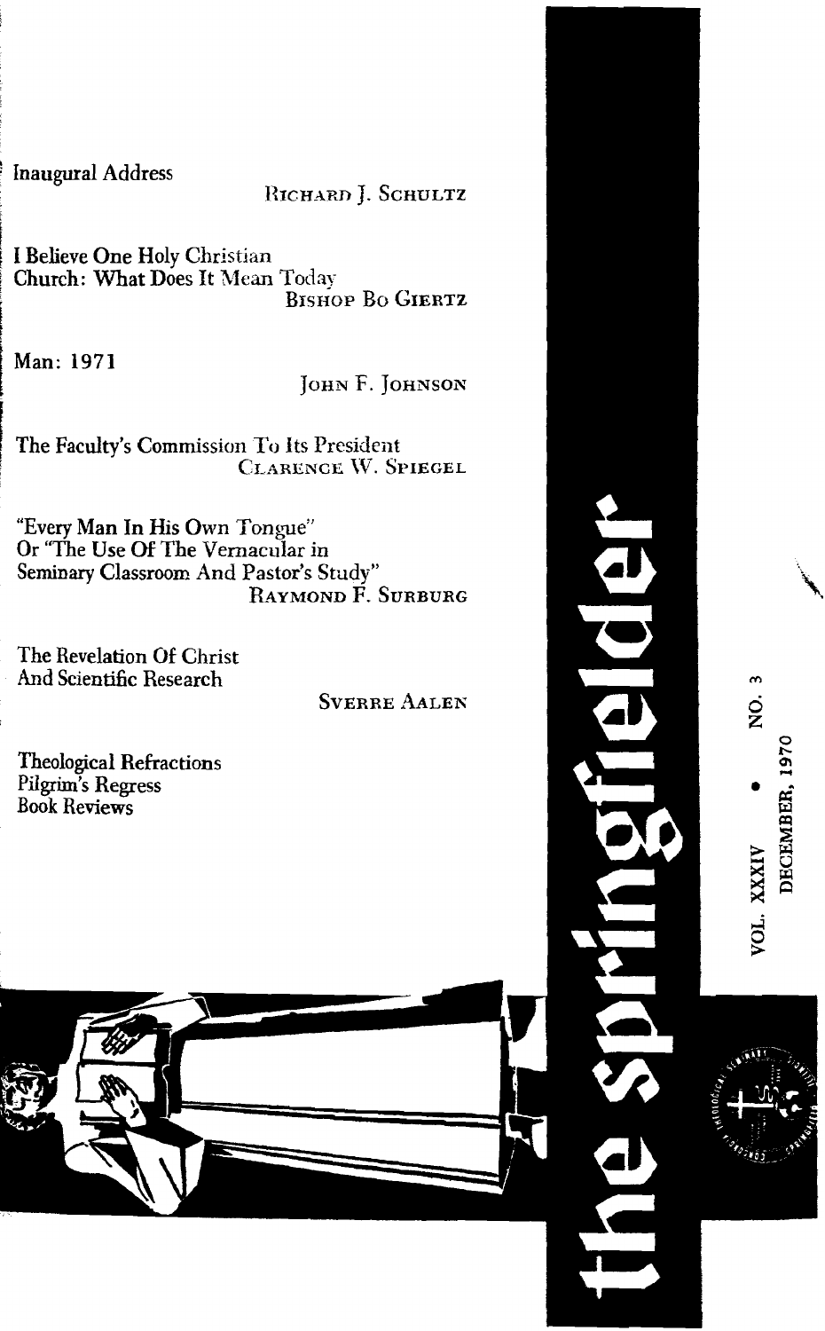# the springfielder

VOL. XXXIV • NO. 3
DECEMBER, 1970

Inaugural Address
RICHARD J. SCHULTZ

I Believe One Holy Christian Church: What Does It Mean Today
BISHOP BO GIERTZ

Man: 1971
JOHN F. JOHNSON

The Faculty's Commission To Its President
CLARENCE W. SPIEGEL

"Every Man In His Own Tongue" Or "The Use Of The Vernacular in Seminary Classroom And Pastor's Study"
RAYMOND F. SURBURG

The Revelation Of Christ And Scientific Research
SVERRE AALEN

Theological Refractions
Pilgrim's Regress
Book Reviews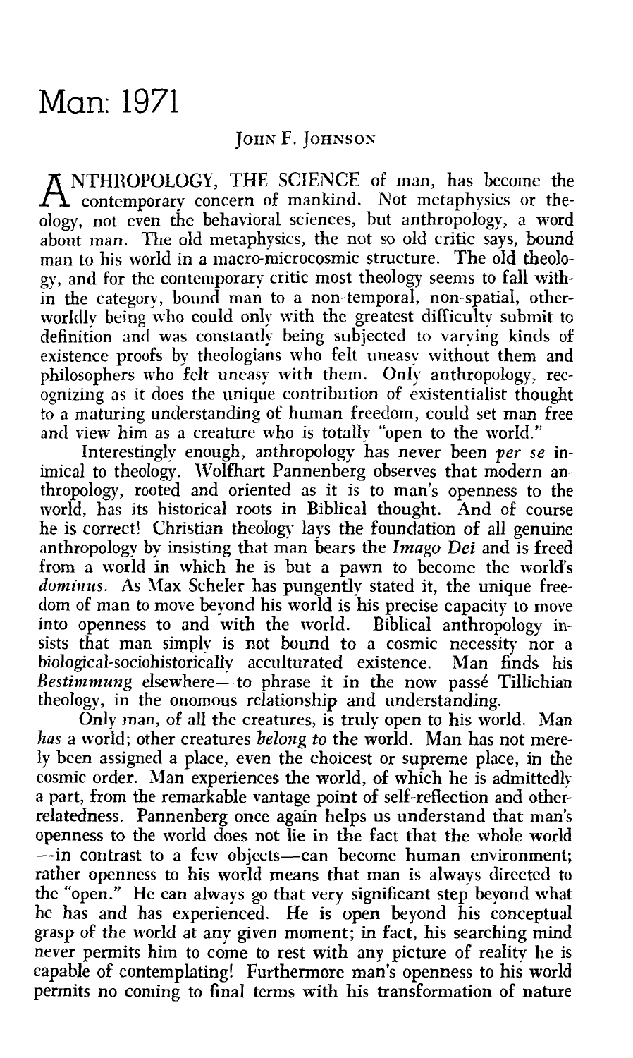# Man: 1971

JOHN F. JOHNSON

ANTHROPOLOGY, THE SCIENCE of man, has become the contemporary concern of mankind. Not metaphysics or theology, not even the behavioral sciences, but anthropology, a word about man. The old metaphysics, the not so old critic says, bound man to his world in a macro-microcosmic structure. The old theology, and for the contemporary critic most theology seems to fall within the category, bound man to a non-temporal, non-spatial, otherworldly being who could only with the greatest difficulty submit to definition and was constantly being subjected to varying kinds of existence proofs by theologians who felt uneasy without them and philosophers who felt uneasy with them. Only anthropology, recognizing as it does the unique contribution of existentialist thought to a maturing understanding of human freedom, could set man free and view him as a creature who is totally "open to the world."

Interestingly enough, anthropology has never been *per se* inimical to theology. Wolfhart Pannenberg observes that modern anthropology, rooted and oriented as it is to man's openness to the world, has its historical roots in Biblical thought. And of course he is correct! Christian theology lays the foundation of all genuine anthropology by insisting that man bears the *Imago Dei* and is freed from a world in which he is but a pawn to become the world's *dominus*. As Max Scheler has pungently stated it, the unique freedom of man to move beyond his world is his precise capacity to move into openness to and with the world. Biblical anthropology insists that man simply is not bound to a cosmic necessity nor a biological-sociohistorically acculturated existence. Man finds his *Bestimmung* elsewhere—to phrase it in the now passé Tillichian theology, in the onomous relationship and understanding.

Only man, of all the creatures, is truly open to his world. Man *has* a world; other creatures *belong to* the world. Man has not merely been assigned a place, even the choicest or supreme place, in the cosmic order. Man experiences the world, of which he is admittedly a part, from the remarkable vantage point of self-reflection and other-relatedness. Pannenberg once again helps us understand that man's openness to the world does not lie in the fact that the whole world —in contrast to a few objects—can become human environment; rather openness to his world means that man is always directed to the "open." He can always go that very significant step beyond what he has and has experienced. He is open beyond his conceptual grasp of the world at any given moment; in fact, his searching mind never permits him to come to rest with any picture of reality he is capable of contemplating! Furthermore man's openness to his world permits no coming to final terms with his transformation of nature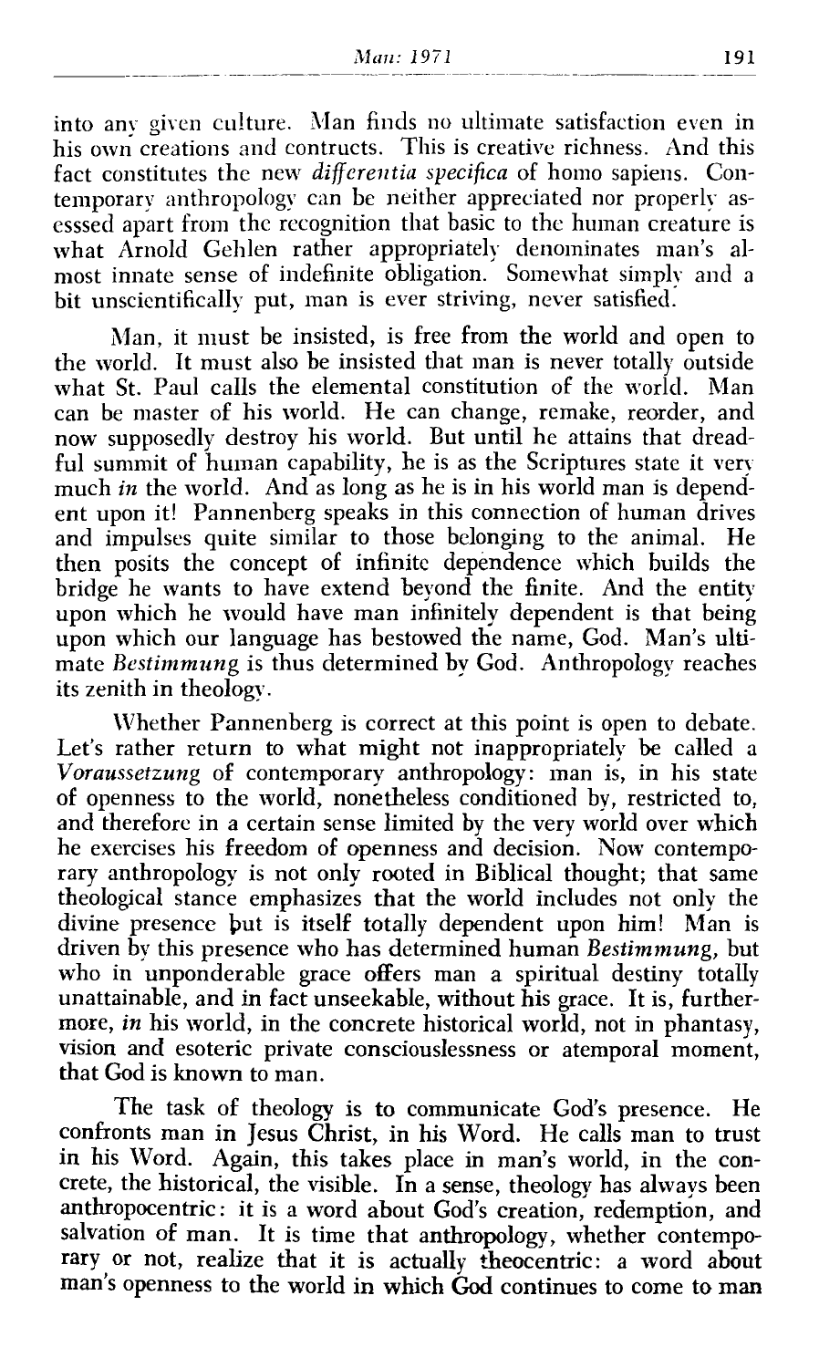into any given culture. Man finds no ultimate satisfaction even in his own creations and contructs. This is creative richness. And this fact constitutes the new *differentia specifica* of homo sapiens. Contemporary anthropology can be neither appreciated nor properly asesssed apart from the recognition that basic to the human creature is what Arnold Gehlen rather appropriately denominates man's almost innate sense of indefinite obligation. Somewhat simply and a bit unscientifically put, man is ever striving, never satisfied.

Man, it must be insisted, is free from the world and open to the world. It must also be insisted that man is never totally outside what St. Paul calls the elemental constitution of the world. Man can be master of his world. He can change, remake, reorder, and now supposedly destroy his world. But until he attains that dreadful summit of human capability, he is as the Scriptures state it very much *in* the world. And as long as he is in his world man is dependent upon it! Pannenberg speaks in this connection of human drives and impulses quite similar to those belonging to the animal. He then posits the concept of infinite dependence which builds the bridge he wants to have extend beyond the finite. And the entity upon which he would have man infinitely dependent is that being upon which our language has bestowed the name, God. Man's ultimate *Bestimmung* is thus determined by God. Anthropology reaches its zenith in theology.

Whether Pannenberg is correct at this point is open to debate. Let's rather return to what might not inappropriately be called a *Voraussetzung* of contemporary anthropology: man is, in his state of openness to the world, nonetheless conditioned by, restricted to, and therefore in a certain sense limited by the very world over which he exercises his freedom of openness and decision. Now contemporary anthropology is not only rooted in Biblical thought; that same theological stance emphasizes that the world includes not only the divine presence but is itself totally dependent upon him! Man is driven by this presence who has determined human *Bestimmung*, but who in unponderable grace offers man a spiritual destiny totally unattainable, and in fact unseekable, without his grace. It is, furthermore, *in* his world, in the concrete historical world, not in phantasy, vision and esoteric private consciouslessness or atemporal moment, that God is known to man.

The task of theology is to communicate God's presence. He confronts man in Jesus Christ, in his Word. He calls man to trust in his Word. Again, this takes place in man's world, in the concrete, the historical, the visible. In a sense, theology has always been anthropocentric: it is a word about God's creation, redemption, and salvation of man. It is time that anthropology, whether contemporary or not, realize that it is actually theocentric: a word about man's openness to the world in which God continues to come to man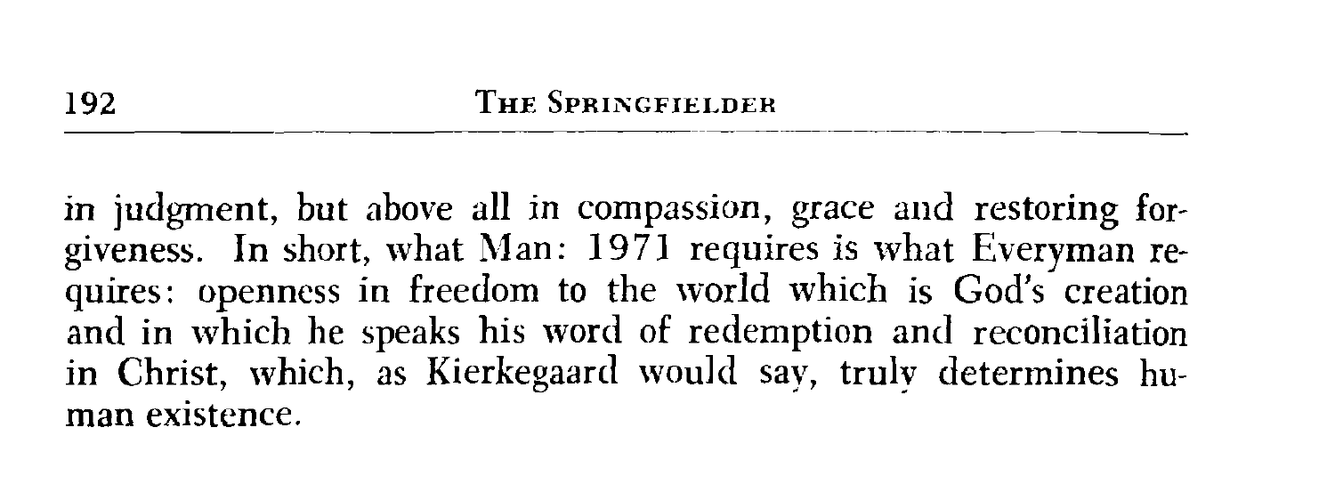in judgment, but above all in compassion, grace and restoring forgiveness. In short, what Man: 1971 requires is what Everyman requires: openness in freedom to the world which is God's creation and in which he speaks his word of redemption and reconciliation in Christ, which, as Kierkegaard would say, truly determines human existence.